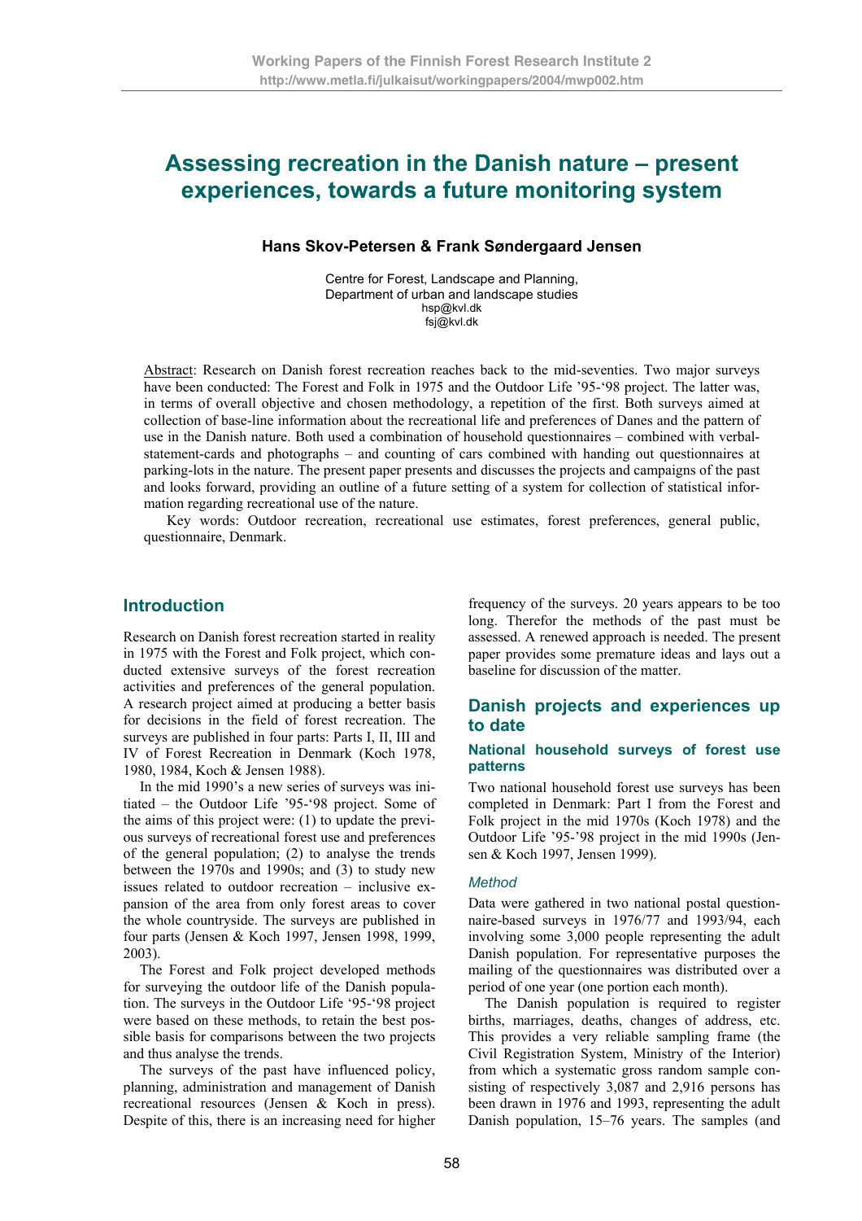# Assessing recreation in the Danish nature – present experiences, towards a future monitoring system

**Hans Skov-Petersen & Frank Søndergaard Jensen**

Centre for Forest, Landscape and Planning,
Department of urban and landscape studies
hsp@kvl.dk
fsj@kvl.dk

Abstract: Research on Danish forest recreation reaches back to the mid-seventies. Two major surveys have been conducted: The Forest and Folk in 1975 and the Outdoor Life '95-'98 project. The latter was, in terms of overall objective and chosen methodology, a repetition of the first. Both surveys aimed at collection of base-line information about the recreational life and preferences of Danes and the pattern of use in the Danish nature. Both used a combination of household questionnaires – combined with verbal-statement-cards and photographs – and counting of cars combined with handing out questionnaires at parking-lots in the nature. The present paper presents and discusses the projects and campaigns of the past and looks forward, providing an outline of a future setting of a system for collection of statistical information regarding recreational use of the nature.

Key words: Outdoor recreation, recreational use estimates, forest preferences, general public, questionnaire, Denmark.

## Introduction

Research on Danish forest recreation started in reality in 1975 with the Forest and Folk project, which conducted extensive surveys of the forest recreation activities and preferences of the general population. A research project aimed at producing a better basis for decisions in the field of forest recreation. The surveys are published in four parts: Parts I, II, III and IV of Forest Recreation in Denmark (Koch 1978, 1980, 1984, Koch & Jensen 1988).

In the mid 1990's a new series of surveys was initiated – the Outdoor Life '95-'98 project. Some of the aims of this project were: (1) to update the previous surveys of recreational forest use and preferences of the general population; (2) to analyse the trends between the 1970s and 1990s; and (3) to study new issues related to outdoor recreation – inclusive expansion of the area from only forest areas to cover the whole countryside. The surveys are published in four parts (Jensen & Koch 1997, Jensen 1998, 1999, 2003).

The Forest and Folk project developed methods for surveying the outdoor life of the Danish population. The surveys in the Outdoor Life '95-'98 project were based on these methods, to retain the best possible basis for comparisons between the two projects and thus analyse the trends.

The surveys of the past have influenced policy, planning, administration and management of Danish recreational resources (Jensen & Koch in press). Despite of this, there is an increasing need for higher frequency of the surveys. 20 years appears to be too long. Therefor the methods of the past must be assessed. A renewed approach is needed. The present paper provides some premature ideas and lays out a baseline for discussion of the matter.

## Danish projects and experiences up to date

### National household surveys of forest use patterns

Two national household forest use surveys has been completed in Denmark: Part I from the Forest and Folk project in the mid 1970s (Koch 1978) and the Outdoor Life '95-'98 project in the mid 1990s (Jensen & Koch 1997, Jensen 1999).

#### *Method*

Data were gathered in two national postal questionnaire-based surveys in 1976/77 and 1993/94, each involving some 3,000 people representing the adult Danish population. For representative purposes the mailing of the questionnaires was distributed over a period of one year (one portion each month).

The Danish population is required to register births, marriages, deaths, changes of address, etc. This provides a very reliable sampling frame (the Civil Registration System, Ministry of the Interior) from which a systematic gross random sample consisting of respectively 3,087 and 2,916 persons has been drawn in 1976 and 1993, representing the adult Danish population, 15–76 years. The samples (and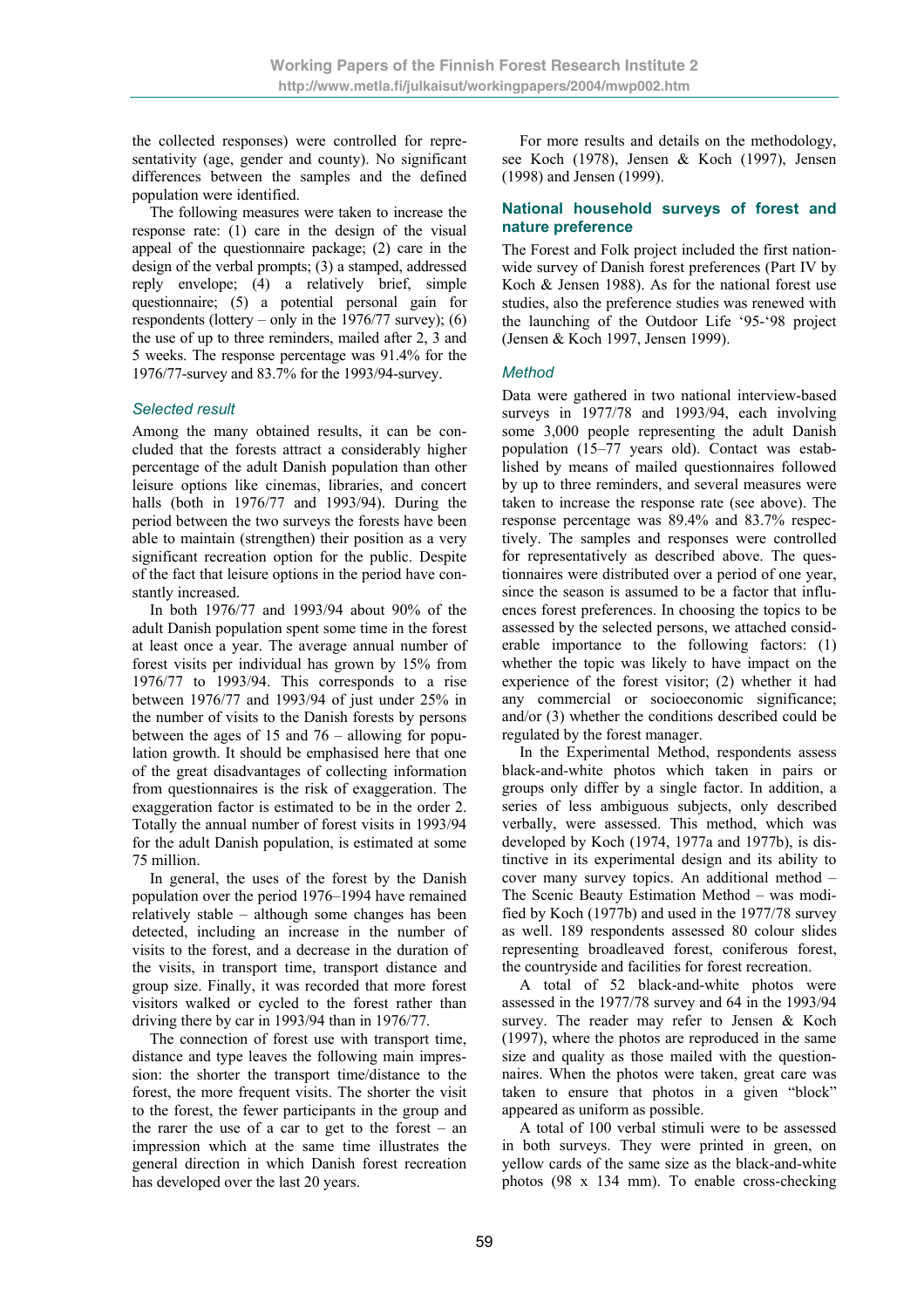the collected responses) were controlled for representativity (age, gender and county). No significant differences between the samples and the defined population were identified.

The following measures were taken to increase the response rate: (1) care in the design of the visual appeal of the questionnaire package; (2) care in the design of the verbal prompts; (3) a stamped, addressed reply envelope; (4) a relatively brief, simple questionnaire; (5) a potential personal gain for respondents (lottery – only in the 1976/77 survey); (6) the use of up to three reminders, mailed after 2, 3 and 5 weeks. The response percentage was 91.4% for the 1976/77-survey and 83.7% for the 1993/94-survey.

### *Selected result*

Among the many obtained results, it can be concluded that the forests attract a considerably higher percentage of the adult Danish population than other leisure options like cinemas, libraries, and concert halls (both in 1976/77 and 1993/94). During the period between the two surveys the forests have been able to maintain (strengthen) their position as a very significant recreation option for the public. Despite of the fact that leisure options in the period have constantly increased.

In both 1976/77 and 1993/94 about 90% of the adult Danish population spent some time in the forest at least once a year. The average annual number of forest visits per individual has grown by 15% from 1976/77 to 1993/94. This corresponds to a rise between 1976/77 and 1993/94 of just under 25% in the number of visits to the Danish forests by persons between the ages of 15 and 76 – allowing for population growth. It should be emphasised here that one of the great disadvantages of collecting information from questionnaires is the risk of exaggeration. The exaggeration factor is estimated to be in the order 2. Totally the annual number of forest visits in 1993/94 for the adult Danish population, is estimated at some 75 million.

In general, the uses of the forest by the Danish population over the period 1976–1994 have remained relatively stable – although some changes has been detected, including an increase in the number of visits to the forest, and a decrease in the duration of the visits, in transport time, transport distance and group size. Finally, it was recorded that more forest visitors walked or cycled to the forest rather than driving there by car in 1993/94 than in 1976/77.

The connection of forest use with transport time, distance and type leaves the following main impression: the shorter the transport time/distance to the forest, the more frequent visits. The shorter the visit to the forest, the fewer participants in the group and the rarer the use of a car to get to the forest – an impression which at the same time illustrates the general direction in which Danish forest recreation has developed over the last 20 years.

For more results and details on the methodology, see Koch (1978), Jensen & Koch (1997), Jensen (1998) and Jensen (1999).

## National household surveys of forest and nature preference

The Forest and Folk project included the first nationwide survey of Danish forest preferences (Part IV by Koch & Jensen 1988). As for the national forest use studies, also the preference studies was renewed with the launching of the Outdoor Life '95-'98 project (Jensen & Koch 1997, Jensen 1999).

### *Method*

Data were gathered in two national interview-based surveys in 1977/78 and 1993/94, each involving some 3,000 people representing the adult Danish population (15–77 years old). Contact was established by means of mailed questionnaires followed by up to three reminders, and several measures were taken to increase the response rate (see above). The response percentage was 89.4% and 83.7% respectively. The samples and responses were controlled for representatively as described above. The questionnaires were distributed over a period of one year, since the season is assumed to be a factor that influences forest preferences. In choosing the topics to be assessed by the selected persons, we attached considerable importance to the following factors: (1) whether the topic was likely to have impact on the experience of the forest visitor; (2) whether it had any commercial or socioeconomic significance; and/or (3) whether the conditions described could be regulated by the forest manager.

In the Experimental Method, respondents assess black-and-white photos which taken in pairs or groups only differ by a single factor. In addition, a series of less ambiguous subjects, only described verbally, were assessed. This method, which was developed by Koch (1974, 1977a and 1977b), is distinctive in its experimental design and its ability to cover many survey topics. An additional method – The Scenic Beauty Estimation Method – was modified by Koch (1977b) and used in the 1977/78 survey as well. 189 respondents assessed 80 colour slides representing broadleaved forest, coniferous forest, the countryside and facilities for forest recreation.

A total of 52 black-and-white photos were assessed in the 1977/78 survey and 64 in the 1993/94 survey. The reader may refer to Jensen & Koch (1997), where the photos are reproduced in the same size and quality as those mailed with the questionnaires. When the photos were taken, great care was taken to ensure that photos in a given "block" appeared as uniform as possible.

A total of 100 verbal stimuli were to be assessed in both surveys. They were printed in green, on yellow cards of the same size as the black-and-white photos (98 x 134 mm). To enable cross-checking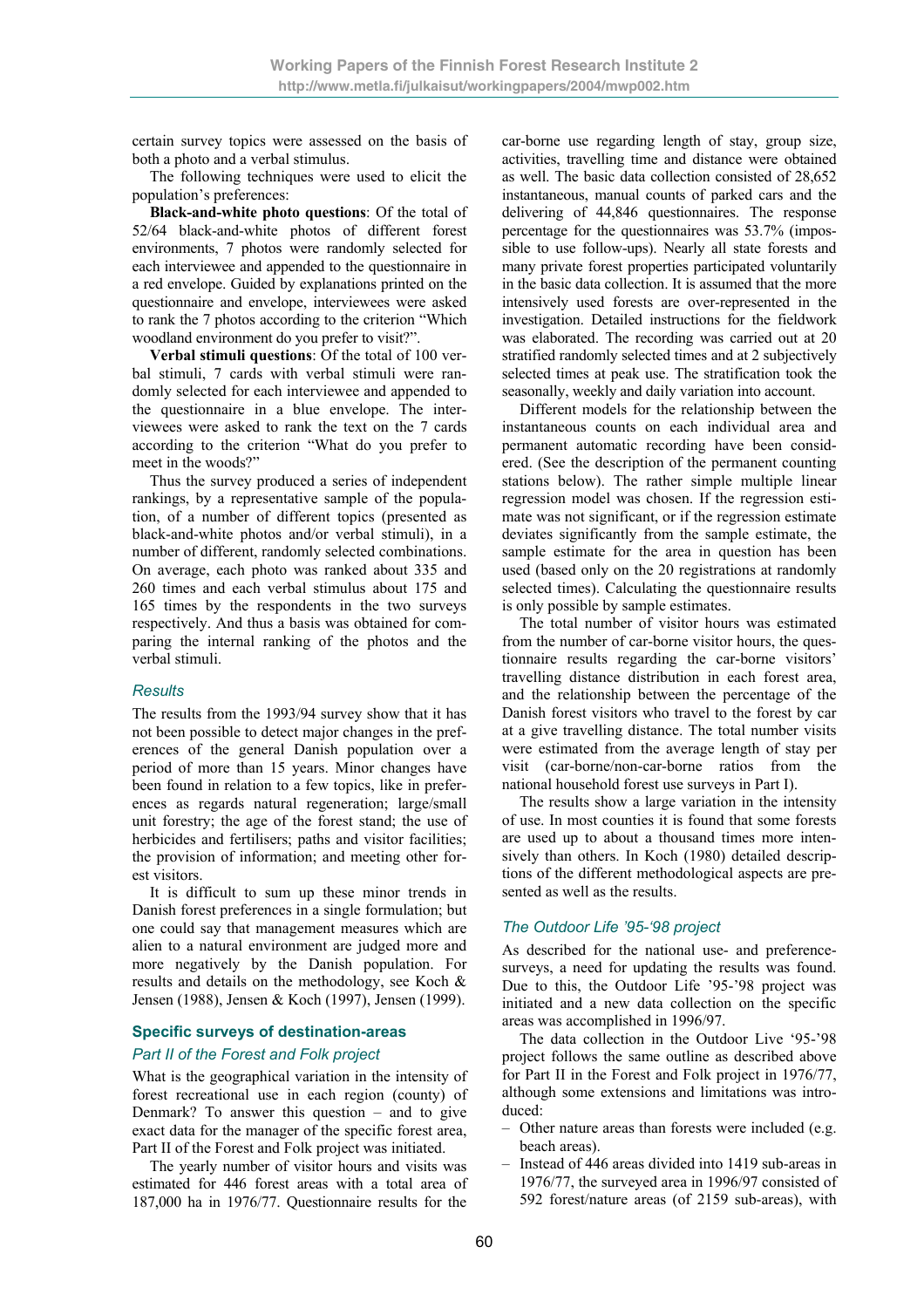certain survey topics were assessed on the basis of both a photo and a verbal stimulus.

The following techniques were used to elicit the population's preferences:

**Black-and-white photo questions**: Of the total of 52/64 black-and-white photos of different forest environments, 7 photos were randomly selected for each interviewee and appended to the questionnaire in a red envelope. Guided by explanations printed on the questionnaire and envelope, interviewees were asked to rank the 7 photos according to the criterion "Which woodland environment do you prefer to visit?".

**Verbal stimuli questions**: Of the total of 100 verbal stimuli, 7 cards with verbal stimuli were randomly selected for each interviewee and appended to the questionnaire in a blue envelope. The interviewees were asked to rank the text on the 7 cards according to the criterion "What do you prefer to meet in the woods?"

Thus the survey produced a series of independent rankings, by a representative sample of the population, of a number of different topics (presented as black-and-white photos and/or verbal stimuli), in a number of different, randomly selected combinations. On average, each photo was ranked about 335 and 260 times and each verbal stimulus about 175 and 165 times by the respondents in the two surveys respectively. And thus a basis was obtained for comparing the internal ranking of the photos and the verbal stimuli.

### *Results*

The results from the 1993/94 survey show that it has not been possible to detect major changes in the preferences of the general Danish population over a period of more than 15 years. Minor changes have been found in relation to a few topics, like in preferences as regards natural regeneration; large/small unit forestry; the age of the forest stand; the use of herbicides and fertilisers; paths and visitor facilities; the provision of information; and meeting other forest visitors.

It is difficult to sum up these minor trends in Danish forest preferences in a single formulation; but one could say that management measures which are alien to a natural environment are judged more and more negatively by the Danish population. For results and details on the methodology, see Koch & Jensen (1988), Jensen & Koch (1997), Jensen (1999).

## Specific surveys of destination-areas

### *Part II of the Forest and Folk project*

What is the geographical variation in the intensity of forest recreational use in each region (county) of Denmark? To answer this question – and to give exact data for the manager of the specific forest area, Part II of the Forest and Folk project was initiated.

The yearly number of visitor hours and visits was estimated for 446 forest areas with a total area of 187,000 ha in 1976/77. Questionnaire results for the car-borne use regarding length of stay, group size, activities, travelling time and distance were obtained as well. The basic data collection consisted of 28,652 instantaneous, manual counts of parked cars and the delivering of 44,846 questionnaires. The response percentage for the questionnaires was 53.7% (impossible to use follow-ups). Nearly all state forests and many private forest properties participated voluntarily in the basic data collection. It is assumed that the more intensively used forests are over-represented in the investigation. Detailed instructions for the fieldwork was elaborated. The recording was carried out at 20 stratified randomly selected times and at 2 subjectively selected times at peak use. The stratification took the seasonally, weekly and daily variation into account.

Different models for the relationship between the instantaneous counts on each individual area and permanent automatic recording have been considered. (See the description of the permanent counting stations below). The rather simple multiple linear regression model was chosen. If the regression estimate was not significant, or if the regression estimate deviates significantly from the sample estimate, the sample estimate for the area in question has been used (based only on the 20 registrations at randomly selected times). Calculating the questionnaire results is only possible by sample estimates.

The total number of visitor hours was estimated from the number of car-borne visitor hours, the questionnaire results regarding the car-borne visitors' travelling distance distribution in each forest area, and the relationship between the percentage of the Danish forest visitors who travel to the forest by car at a give travelling distance. The total number visits were estimated from the average length of stay per visit (car-borne/non-car-borne ratios from the national household forest use surveys in Part I).

The results show a large variation in the intensity of use. In most counties it is found that some forests are used up to about a thousand times more intensively than others. In Koch (1980) detailed descriptions of the different methodological aspects are presented as well as the results.

### *The Outdoor Life '95-'98 project*

As described for the national use- and preference-surveys, a need for updating the results was found. Due to this, the Outdoor Life '95-'98 project was initiated and a new data collection on the specific areas was accomplished in 1996/97.

The data collection in the Outdoor Live '95-'98 project follows the same outline as described above for Part II in the Forest and Folk project in 1976/77, although some extensions and limitations was introduced:

- Other nature areas than forests were included (e.g. beach areas).
- Instead of 446 areas divided into 1419 sub-areas in 1976/77, the surveyed area in 1996/97 consisted of 592 forest/nature areas (of 2159 sub-areas), with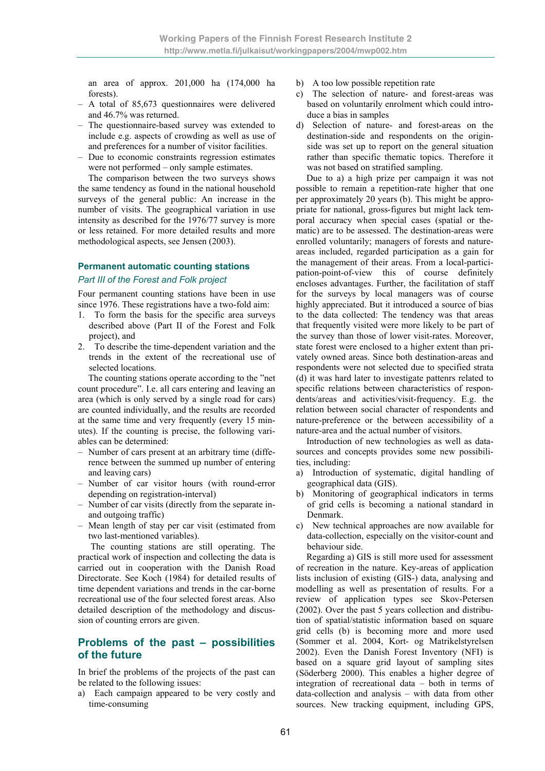an area of approx. 201,000 ha (174,000 ha forests).

- A total of 85,673 questionnaires were delivered and 46.7% was returned.
- The questionnaire-based survey was extended to include e.g. aspects of crowding as well as use of and preferences for a number of visitor facilities.
- Due to economic constraints regression estimates were not performed – only sample estimates.

The comparison between the two surveys shows the same tendency as found in the national household surveys of the general public: An increase in the number of visits. The geographical variation in use intensity as described for the 1976/77 survey is more or less retained. For more detailed results and more methodological aspects, see Jensen (2003).

### Permanent automatic counting stations

*Part III of the Forest and Folk project*

Four permanent counting stations have been in use since 1976. These registrations have a two-fold aim:

1. To form the basis for the specific area surveys described above (Part II of the Forest and Folk project), and
2. To describe the time-dependent variation and the trends in the extent of the recreational use of selected locations.

The counting stations operate according to the "net count procedure". I.e. all cars entering and leaving an area (which is only served by a single road for cars) are counted individually, and the results are recorded at the same time and very frequently (every 15 minutes). If the counting is precise, the following variables can be determined:

- Number of cars present at an arbitrary time (difference between the summed up number of entering and leaving cars)
- Number of car visitor hours (with round-error depending on registration-interval)
- Number of car visits (directly from the separate in- and outgoing traffic)
- Mean length of stay per car visit (estimated from two last-mentioned variables).

The counting stations are still operating. The practical work of inspection and collecting the data is carried out in cooperation with the Danish Road Directorate. See Koch (1984) for detailed results of time dependent variations and trends in the car-borne recreational use of the four selected forest areas. Also detailed description of the methodology and discussion of counting errors are given.

## Problems of the past – possibilities of the future

In brief the problems of the projects of the past can be related to the following issues:

a) Each campaign appeared to be very costly and time-consuming
b) A too low possible repetition rate
c) The selection of nature- and forest-areas was based on voluntarily enrolment which could introduce a bias in samples
d) Selection of nature- and forest-areas on the destination-side and respondents on the origin-side was set up to report on the general situation rather than specific thematic topics. Therefore it was not based on stratified sampling.

Due to a) a high prize per campaign it was not possible to remain a repetition-rate higher that one per approximately 20 years (b). This might be appropriate for national, gross-figures but might lack temporal accuracy when special cases (spatial or thematic) are to be assessed. The destination-areas were enrolled voluntarily; managers of forests and nature-areas included, regarded participation as a gain for the management of their areas. From a local-participation-point-of-view this of course definitely encloses advantages. Further, the facilitation of staff for the surveys by local managers was of course highly appreciated. But it introduced a source of bias to the data collected: The tendency was that areas that frequently visited were more likely to be part of the survey than those of lower visit-rates. Moreover, state forest were enclosed to a higher extent than privately owned areas. Since both destination-areas and respondents were not selected due to specified strata (d) it was hard later to investigate pattenrs related to specific relations between characteristics of respondents/areas and activities/visit-frequency. E.g. the relation between social character of respondents and nature-preference or the between accessibility of a nature-area and the actual number of visitors.

Introduction of new technologies as well as data-sources and concepts provides some new possibilities, including:

a) Introduction of systematic, digital handling of geographical data (GIS).
b) Monitoring of geographical indicators in terms of grid cells is becoming a national standard in Denmark.
c) New technical approaches are now available for data-collection, especially on the visitor-count and behaviour side.

Regarding a) GIS is still more used for assessment of recreation in the nature. Key-areas of application lists inclusion of existing (GIS-) data, analysing and modelling as well as presentation of results. For a review of application types see Skov-Petersen (2002). Over the past 5 years collection and distribution of spatial/statistic information based on square grid cells (b) is becoming more and more used (Sommer et al. 2004, Kort- og Matrikelstyrelsen 2002). Even the Danish Forest Inventory (NFI) is based on a square grid layout of sampling sites (Söderberg 2000). This enables a higher degree of integration of recreational data – both in terms of data-collection and analysis – with data from other sources. New tracking equipment, including GPS,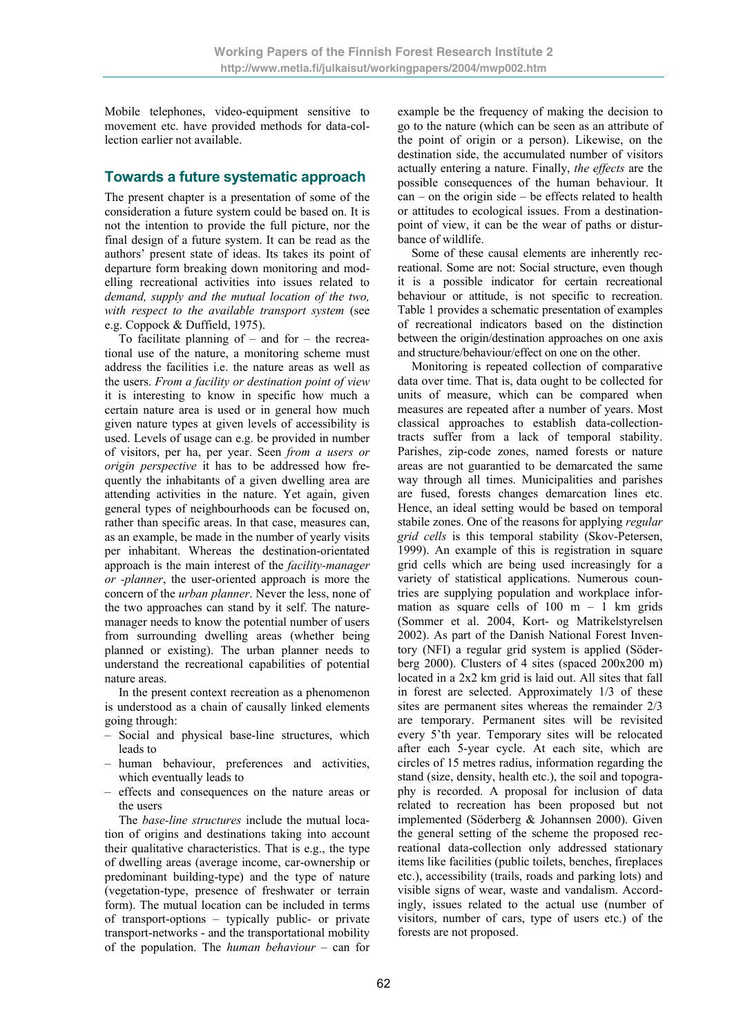Mobile telephones, video-equipment sensitive to movement etc. have provided methods for data-collection earlier not available.

## Towards a future systematic approach

The present chapter is a presentation of some of the consideration a future system could be based on. It is not the intention to provide the full picture, nor the final design of a future system. It can be read as the authors' present state of ideas. Its takes its point of departure form breaking down monitoring and modelling recreational activities into issues related to *demand, supply and the mutual location of the two, with respect to the available transport system* (see e.g. Coppock & Duffield, 1975).

To facilitate planning of – and for – the recreational use of the nature, a monitoring scheme must address the facilities i.e. the nature areas as well as the users. *From a facility or destination point of view* it is interesting to know in specific how much a certain nature area is used or in general how much given nature types at given levels of accessibility is used. Levels of usage can e.g. be provided in number of visitors, per ha, per year. Seen *from a users or origin perspective* it has to be addressed how frequently the inhabitants of a given dwelling area are attending activities in the nature. Yet again, given general types of neighbourhoods can be focused on, rather than specific areas. In that case, measures can, as an example, be made in the number of yearly visits per inhabitant. Whereas the destination-orientated approach is the main interest of the *facility-manager or -planner*, the user-oriented approach is more the concern of the *urban planner*. Never the less, none of the two approaches can stand by it self. The nature-manager needs to know the potential number of users from surrounding dwelling areas (whether being planned or existing). The urban planner needs to understand the recreational capabilities of potential nature areas.

In the present context recreation as a phenomenon is understood as a chain of causally linked elements going through:

- Social and physical base-line structures, which leads to
- human behaviour, preferences and activities, which eventually leads to
- effects and consequences on the nature areas or the users

The *base-line structures* include the mutual location of origins and destinations taking into account their qualitative characteristics. That is e.g., the type of dwelling areas (average income, car-ownership or predominant building-type) and the type of nature (vegetation-type, presence of freshwater or terrain form). The mutual location can be included in terms of transport-options – typically public- or private transport-networks - and the transportational mobility of the population. The *human behaviour* – can for example be the frequency of making the decision to go to the nature (which can be seen as an attribute of the point of origin or a person). Likewise, on the destination side, the accumulated number of visitors actually entering a nature. Finally, *the effects* are the possible consequences of the human behaviour. It can – on the origin side – be effects related to health or attitudes to ecological issues. From a destination-point of view, it can be the wear of paths or disturbance of wildlife.

Some of these causal elements are inherently recreational. Some are not: Social structure, even though it is a possible indicator for certain recreational behaviour or attitude, is not specific to recreation. Table 1 provides a schematic presentation of examples of recreational indicators based on the distinction between the origin/destination approaches on one axis and structure/behaviour/effect on one on the other.

Monitoring is repeated collection of comparative data over time. That is, data ought to be collected for units of measure, which can be compared when measures are repeated after a number of years. Most classical approaches to establish data-collection-tracts suffer from a lack of temporal stability. Parishes, zip-code zones, named forests or nature areas are not guarantied to be demarcated the same way through all times. Municipalities and parishes are fused, forests changes demarcation lines etc. Hence, an ideal setting would be based on temporal stabile zones. One of the reasons for applying *regular grid cells* is this temporal stability (Skov-Petersen, 1999). An example of this is registration in square grid cells which are being used increasingly for a variety of statistical applications. Numerous countries are supplying population and workplace information as square cells of 100 m – 1 km grids (Sommer et al. 2004, Kort- og Matrikelstyrelsen 2002). As part of the Danish National Forest Inventory (NFI) a regular grid system is applied (Söderberg 2000). Clusters of 4 sites (spaced 200x200 m) located in a 2x2 km grid is laid out. All sites that fall in forest are selected. Approximately 1/3 of these sites are permanent sites whereas the remainder 2/3 are temporary. Permanent sites will be revisited every 5'th year. Temporary sites will be relocated after each 5-year cycle. At each site, which are circles of 15 metres radius, information regarding the stand (size, density, health etc.), the soil and topography is recorded. A proposal for inclusion of data related to recreation has been proposed but not implemented (Söderberg & Johannsen 2000). Given the general setting of the scheme the proposed recreational data-collection only addressed stationary items like facilities (public toilets, benches, fireplaces etc.), accessibility (trails, roads and parking lots) and visible signs of wear, waste and vandalism. Accordingly, issues related to the actual use (number of visitors, number of cars, type of users etc.) of the forests are not proposed.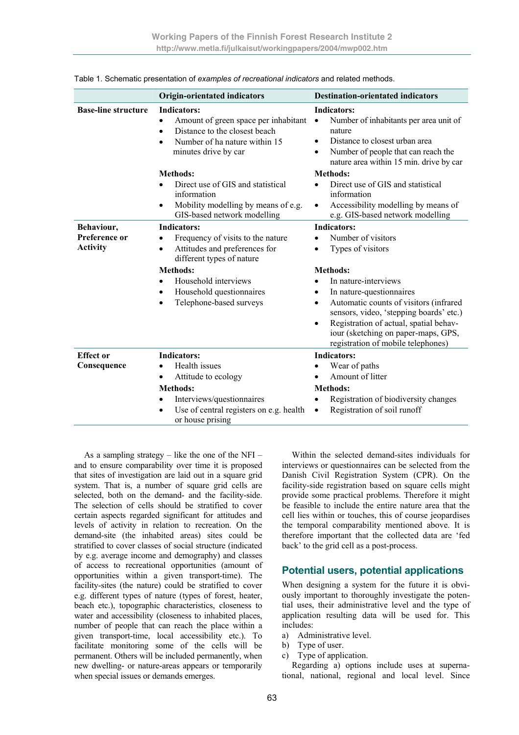Table 1. Schematic presentation of *examples of recreational indicators* and related methods.

| | Origin-orientated indicators | Destination-orientated indicators |
|---|---|---|
| **Base-line structure** | **Indicators:** <br>• Amount of green space per inhabitant <br>• Distance to the closest beach <br>• Number of ha nature within 15 minutes drive by car <br>**Methods:** <br>• Direct use of GIS and statistical information <br>• Mobility modelling by means of e.g. GIS-based network modelling | **Indicators:** <br>• Number of inhabitants per area unit of nature <br>• Distance to closest urban area <br>• Number of people that can reach the nature area within 15 min. drive by car <br>**Methods:** <br>• Direct use of GIS and statistical information <br>• Accessibility modelling by means of e.g. GIS-based network modelling |
| **Behaviour, Preference or Activity** | **Indicators:** <br>• Frequency of visits to the nature <br>• Attitudes and preferences for different types of nature <br>**Methods:** <br>• Household interviews <br>• Household questionnaires <br>• Telephone-based surveys | **Indicators:** <br>• Number of visitors <br>• Types of visitors <br>**Methods:** <br>• In nature-interviews <br>• In nature-questionnaires <br>• Automatic counts of visitors (infrared sensors, video, 'stepping boards' etc.) <br>• Registration of actual, spatial behaviour (sketching on paper-maps, GPS, registration of mobile telephones) |
| **Effect or Consequence** | **Indicators:** <br>• Health issues <br>• Attitude to ecology <br>**Methods:** <br>• Interviews/questionnaires <br>• Use of central registers on e.g. health or house prising | **Indicators:** <br>• Wear of paths <br>• Amount of litter <br>**Methods:** <br>• Registration of biodiversity changes <br>• Registration of soil runoff |

As a sampling strategy – like the one of the NFI – and to ensure comparability over time it is proposed that sites of investigation are laid out in a square grid system. That is, a number of square grid cells are selected, both on the demand- and the facility-side. The selection of cells should be stratified to cover certain aspects regarded significant for attitudes and levels of activity in relation to recreation. On the demand-site (the inhabited areas) sites could be stratified to cover classes of social structure (indicated by e.g. average income and demography) and classes of access to recreational opportunities (amount of opportunities within a given transport-time). The facility-sites (the nature) could be stratified to cover e.g. different types of nature (types of forest, heater, beach etc.), topographic characteristics, closeness to water and accessibility (closeness to inhabited places, number of people that can reach the place within a given transport-time, local accessibility etc.). To facilitate monitoring some of the cells will be permanent. Others will be included permanently, when new dwelling- or nature-areas appears or temporarily when special issues or demands emerges.

Within the selected demand-sites individuals for interviews or questionnaires can be selected from the Danish Civil Registration System (CPR). On the facility-side registration based on square cells might provide some practical problems. Therefore it might be feasible to include the entire nature area that the cell lies within or touches, this of course jeopardises the temporal comparability mentioned above. It is therefore important that the collected data are 'fed back' to the grid cell as a post-process.

## Potential users, potential applications

When designing a system for the future it is obviously important to thoroughly investigate the potential uses, their administrative level and the type of application resulting data will be used for. This includes:

a) Administrative level.
b) Type of user.
c) Type of application.

Regarding a) options include uses at supranational, national, regional and local level. Since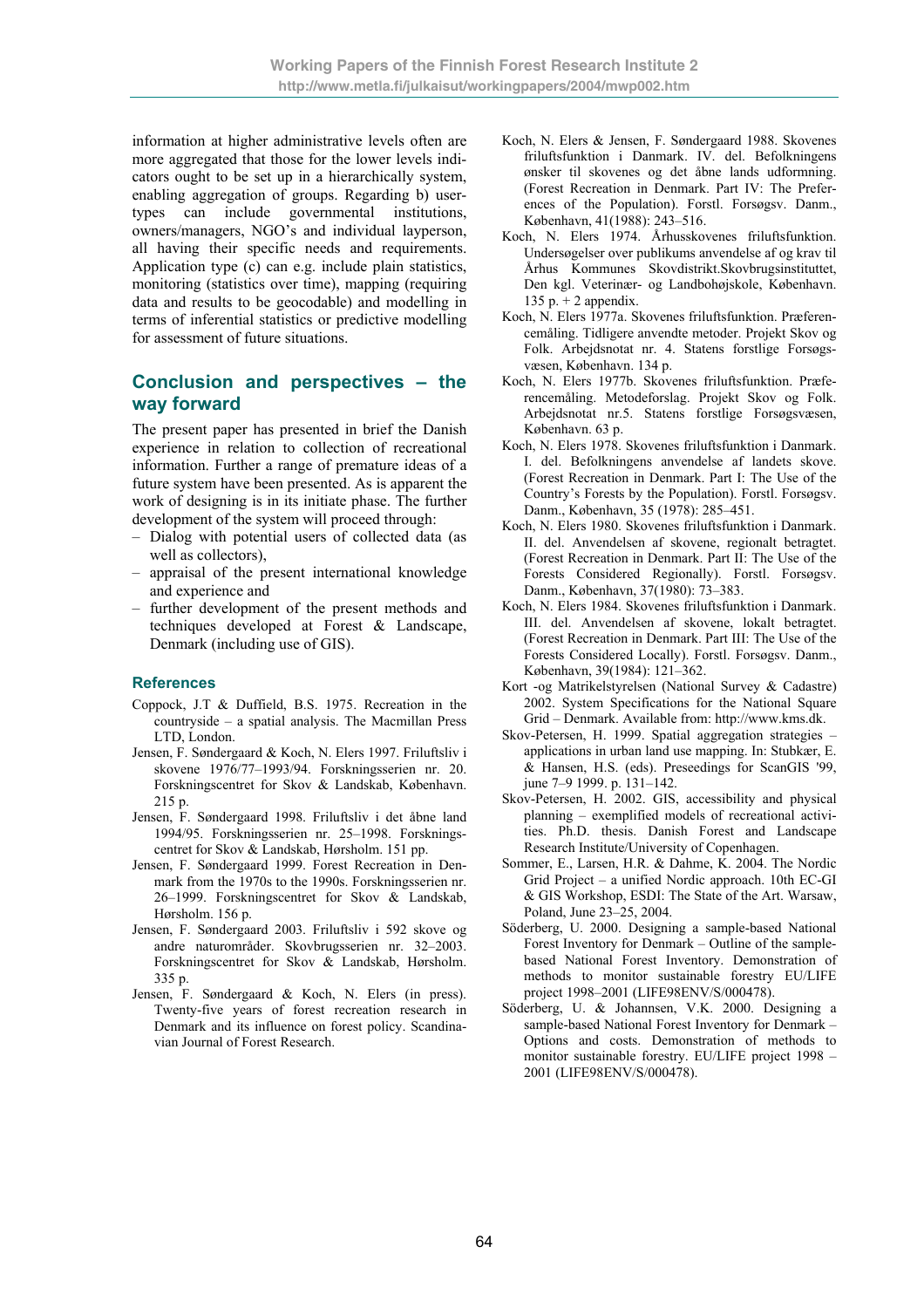information at higher administrative levels often are more aggregated that those for the lower levels indicators ought to be set up in a hierarchically system, enabling aggregation of groups. Regarding b) user-types can include governmental institutions, owners/managers, NGO's and individual layperson, all having their specific needs and requirements. Application type (c) can e.g. include plain statistics, monitoring (statistics over time), mapping (requiring data and results to be geocodable) and modelling in terms of inferential statistics or predictive modelling for assessment of future situations.

## Conclusion and perspectives – the way forward

The present paper has presented in brief the Danish experience in relation to collection of recreational information. Further a range of premature ideas of a future system have been presented. As is apparent the work of designing is in its initiate phase. The further development of the system will proceed through:

- Dialog with potential users of collected data (as well as collectors),
- appraisal of the present international knowledge and experience and
- further development of the present methods and techniques developed at Forest & Landscape, Denmark (including use of GIS).

### References

Coppock, J.T & Duffield, B.S. 1975. Recreation in the countryside – a spatial analysis. The Macmillan Press LTD, London.

Jensen, F. Søndergaard & Koch, N. Elers 1997. Friluftsliv i skovene 1976/77–1993/94. Forskningsserien nr. 20. Forskningscentret for Skov & Landskab, København. 215 p.

Jensen, F. Søndergaard 1998. Friluftsliv i det åbne land 1994/95. Forskningsserien nr. 25–1998. Forskningscentret for Skov & Landskab, Hørsholm. 151 pp.

Jensen, F. Søndergaard 1999. Forest Recreation in Denmark from the 1970s to the 1990s. Forskningsserien nr. 26–1999. Forskningscentret for Skov & Landskab, Hørsholm. 156 p.

Jensen, F. Søndergaard 2003. Friluftsliv i 592 skove og andre naturområder. Skovbrugsserien nr. 32–2003. Forskningscentret for Skov & Landskab, Hørsholm. 335 p.

Jensen, F. Søndergaard & Koch, N. Elers (in press). Twenty-five years of forest recreation research in Denmark and its influence on forest policy. Scandinavian Journal of Forest Research.

Koch, N. Elers & Jensen, F. Søndergaard 1988. Skovenes friluftsfunktion i Danmark. IV. del. Befolkningens ønsker til skovenes og det åbne lands udformning. (Forest Recreation in Denmark. Part IV: The Preferences of the Population). Forstl. Forsøgsv. Danm., København, 41(1988): 243–516.

Koch, N. Elers 1974. Århusskovenes friluftsfunktion. Undersøgelser over publikums anvendelse af og krav til Århus Kommunes Skovdistrikt.Skovbrugsinstituttet, Den kgl. Veterinær- og Landbohøjskole, København. 135 p. + 2 appendix.

Koch, N. Elers 1977a. Skovenes friluftsfunktion. Præferencemåling. Tidligere anvendte metoder. Projekt Skov og Folk. Arbejdsnotat nr. 4. Statens forstlige Forsøgsvæsen, København. 134 p.

Koch, N. Elers 1977b. Skovenes friluftsfunktion. Præferencemåling. Metodeforslag. Projekt Skov og Folk. Arbejdsnotat nr.5. Statens forstlige Forsøgsvæsen, København. 63 p.

Koch, N. Elers 1978. Skovenes friluftsfunktion i Danmark. I. del. Befolkningens anvendelse af landets skove. (Forest Recreation in Denmark. Part I: The Use of the Country's Forests by the Population). Forstl. Forsøgsv. Danm., København, 35 (1978): 285–451.

Koch, N. Elers 1980. Skovenes friluftsfunktion i Danmark. II. del. Anvendelsen af skovene, regionalt betragtet. (Forest Recreation in Denmark. Part II: The Use of the Forests Considered Regionally). Forstl. Forsøgsv. Danm., København, 37(1980): 73–383.

Koch, N. Elers 1984. Skovenes friluftsfunktion i Danmark. III. del. Anvendelsen af skovene, lokalt betragtet. (Forest Recreation in Denmark. Part III: The Use of the Forests Considered Locally). Forstl. Forsøgsv. Danm., København, 39(1984): 121–362.

Kort -og Matrikelstyrelsen (National Survey & Cadastre) 2002. System Specifications for the National Square Grid – Denmark. Available from: http://www.kms.dk.

Skov-Petersen, H. 1999. Spatial aggregation strategies – applications in urban land use mapping. In: Stubkær, E. & Hansen, H.S. (eds). Preseedings for ScanGIS '99, june 7–9 1999. p. 131–142.

Skov-Petersen, H. 2002. GIS, accessibility and physical planning – exemplified models of recreational activities. Ph.D. thesis. Danish Forest and Landscape Research Institute/University of Copenhagen.

Sommer, E., Larsen, H.R. & Dahme, K. 2004. The Nordic Grid Project – a unified Nordic approach. 10th EC-GI & GIS Workshop, ESDI: The State of the Art. Warsaw, Poland, June 23–25, 2004.

Söderberg, U. 2000. Designing a sample-based National Forest Inventory for Denmark – Outline of the sample-based National Forest Inventory. Demonstration of methods to monitor sustainable forestry EU/LIFE project 1998–2001 (LIFE98ENV/S/000478).

Söderberg, U. & Johannsen, V.K. 2000. Designing a sample-based National Forest Inventory for Denmark – Options and costs. Demonstration of methods to monitor sustainable forestry. EU/LIFE project 1998 – 2001 (LIFE98ENV/S/000478).